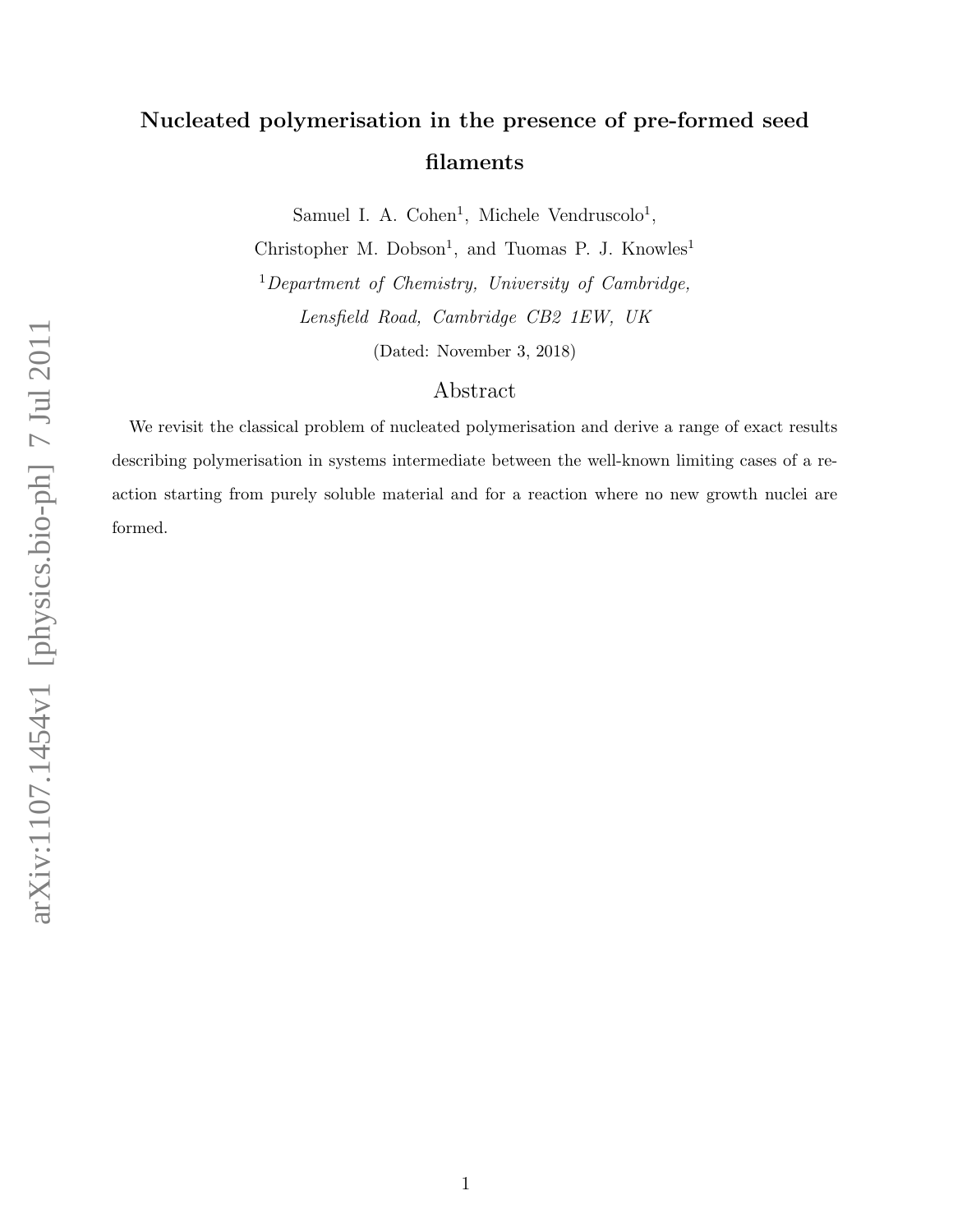# Nucleated polymerisation in the presence of pre-formed seed filaments

Samuel I. A. Cohen[1], Michele Vendruscolo[1],

Christopher M. Dobson[1], and Tuomas P. J. Knowles[1]

[1]*Department of Chemistry, University of Cambridge, Lensfield Road, Cambridge CB2 1EW, UK*

(Dated: November 3, 2018)

## Abstract

We revisit the classical problem of nucleated polymerisation and derive a range of exact results describing polymerisation in systems intermediate between the well-known limiting cases of a reaction starting from purely soluble material and for a reaction where no new growth nuclei are formed.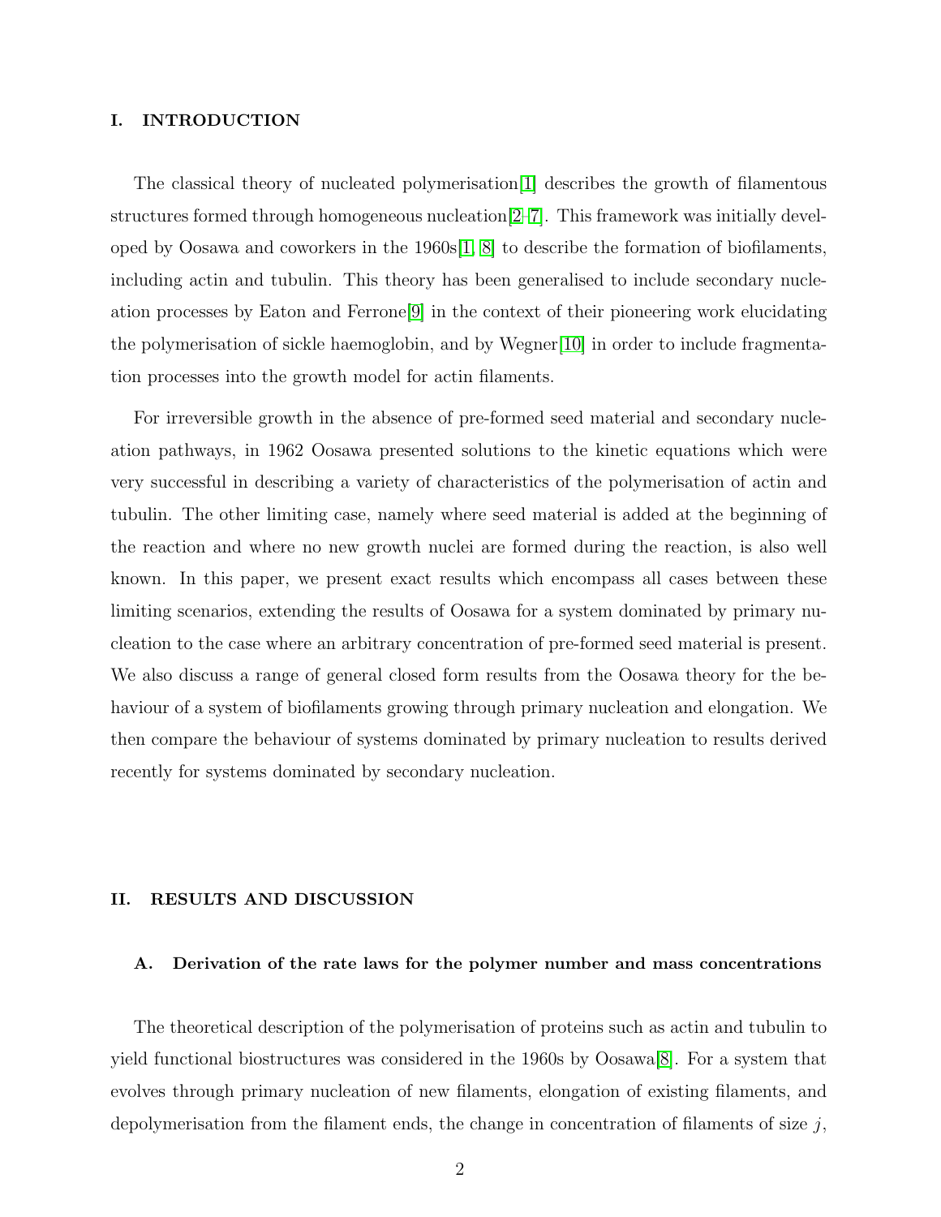## I. INTRODUCTION

The classical theory of nucleated polymerisation[1] describes the growth of filamentous structures formed through homogeneous nucleation[2–7]. This framework was initially developed by Oosawa and coworkers in the 1960s[1, 8] to describe the formation of biofilaments, including actin and tubulin. This theory has been generalised to include secondary nucleation processes by Eaton and Ferrone[9] in the context of their pioneering work elucidating the polymerisation of sickle haemoglobin, and by Wegner[10] in order to include fragmentation processes into the growth model for actin filaments.

For irreversible growth in the absence of pre-formed seed material and secondary nucleation pathways, in 1962 Oosawa presented solutions to the kinetic equations which were very successful in describing a variety of characteristics of the polymerisation of actin and tubulin. The other limiting case, namely where seed material is added at the beginning of the reaction and where no new growth nuclei are formed during the reaction, is also well known. In this paper, we present exact results which encompass all cases between these limiting scenarios, extending the results of Oosawa for a system dominated by primary nucleation to the case where an arbitrary concentration of pre-formed seed material is present. We also discuss a range of general closed form results from the Oosawa theory for the behaviour of a system of biofilaments growing through primary nucleation and elongation. We then compare the behaviour of systems dominated by primary nucleation to results derived recently for systems dominated by secondary nucleation.

## II. RESULTS AND DISCUSSION

### A. Derivation of the rate laws for the polymer number and mass concentrations

The theoretical description of the polymerisation of proteins such as actin and tubulin to yield functional biostructures was considered in the 1960s by Oosawa[8]. For a system that evolves through primary nucleation of new filaments, elongation of existing filaments, and depolymerisation from the filament ends, the change in concentration of filaments of size $j$,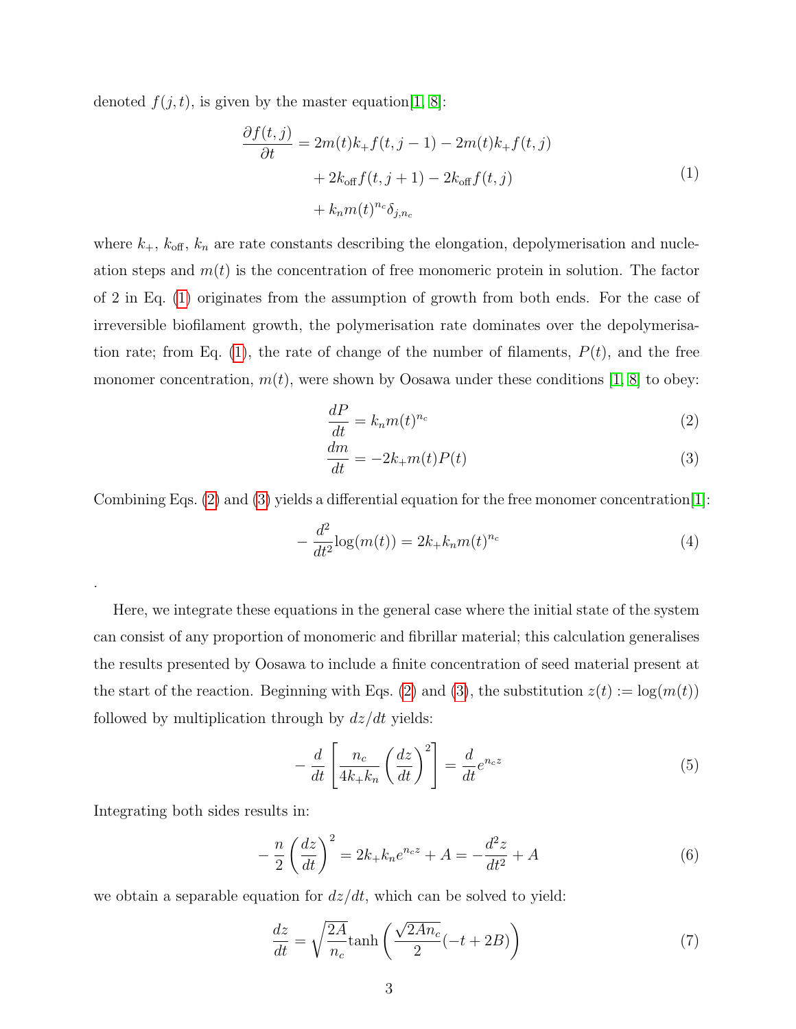denoted $f(j,t)$, is given by the master equation[1, 8]:

$$
\begin{aligned}
\frac{\partial f(t,j)}{\partial t} &= 2m(t)k_+ f(t,j-1) - 2m(t)k_+ f(t,j) \\
&\quad + 2k_{\text{off}} f(t,j+1) - 2k_{\text{off}} f(t,j) \\
&\quad + k_n m(t)^{n_c} \delta_{j,n_c}
\end{aligned}
\tag{1}
$$

where $k_+$, $k_{\text{off}}$, $k_n$ are rate constants describing the elongation, depolymerisation and nucleation steps and $m(t)$ is the concentration of free monomeric protein in solution. The factor of 2 in Eq. (1) originates from the assumption of growth from both ends. For the case of irreversible biofilament growth, the polymerisation rate dominates over the depolymerisation rate; from Eq. (1), the rate of change of the number of filaments, $P(t)$, and the free monomer concentration, $m(t)$, were shown by Oosawa under these conditions [1, 8] to obey:

$$
\frac{dP}{dt} = k_n m(t)^{n_c} \tag{2}
$$

$$
\frac{dm}{dt} = -2k_+ m(t) P(t) \tag{3}
$$

Combining Eqs. (2) and (3) yields a differential equation for the free monomer concentration[1]:

$$
-\frac{d^2}{dt^2}\log(m(t)) = 2k_+ k_n m(t)^{n_c} \tag{4}
$$

.

Here, we integrate these equations in the general case where the initial state of the system can consist of any proportion of monomeric and fibrillar material; this calculation generalises the results presented by Oosawa to include a finite concentration of seed material present at the start of the reaction. Beginning with Eqs. (2) and (3), the substitution $z(t) := \log(m(t))$ followed by multiplication through by $dz/dt$ yields:

$$
-\frac{d}{dt}\left[\frac{n_c}{4k_+ k_n}\left(\frac{dz}{dt}\right)^2\right] = \frac{d}{dt} e^{n_c z} \tag{5}
$$

Integrating both sides results in:

$$
-\frac{n}{2}\left(\frac{dz}{dt}\right)^2 = 2k_+ k_n e^{n_c z} + A = -\frac{d^2 z}{dt^2} + A \tag{6}
$$

we obtain a separable equation for $dz/dt$, which can be solved to yield:

$$
\frac{dz}{dt} = \sqrt{\frac{2A}{n_c}} \tanh\left(\frac{\sqrt{2An_c}}{2}(-t + 2B)\right) \tag{7}
$$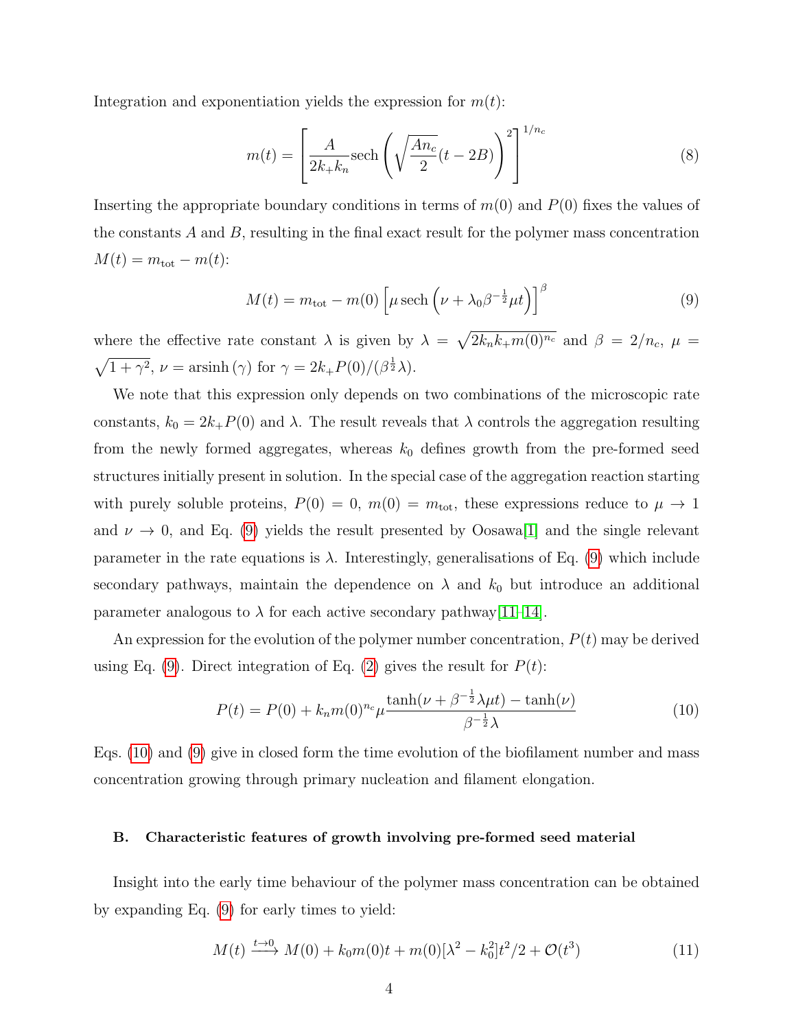Integration and exponentiation yields the expression for $m(t)$:

$$m(t) = \left[ \frac{A}{2k_+k_n} \mathrm{sech} \left( \sqrt{\frac{An_c}{2}}(t-2B) \right)^2 \right]^{1/n_c} \tag{8}$$

Inserting the appropriate boundary conditions in terms of $m(0)$ and $P(0)$ fixes the values of the constants $A$ and $B$, resulting in the final exact result for the polymer mass concentration $M(t) = m_{\mathrm{tot}} - m(t)$:

$$M(t) = m_{\mathrm{tot}} - m(0) \left[ \mu \, \mathrm{sech} \left( \nu + \lambda_0 \beta^{-\frac{1}{2}} \mu t \right) \right]^{\beta} \tag{9}$$

where the effective rate constant $\lambda$ is given by $\lambda = \sqrt{2k_nk_+m(0)^{n_c}}$ and $\beta = 2/n_c$, $\mu = \sqrt{1+\gamma^2}$, $\nu = \mathrm{arsinh}\,(\gamma)$ for $\gamma = 2k_+P(0)/(\beta^{\frac{1}{2}}\lambda)$.

We note that this expression only depends on two combinations of the microscopic rate constants, $k_0 = 2k_+P(0)$ and $\lambda$. The result reveals that $\lambda$ controls the aggregation resulting from the newly formed aggregates, whereas $k_0$ defines growth from the pre-formed seed structures initially present in solution. In the special case of the aggregation reaction starting with purely soluble proteins, $P(0) = 0$, $m(0) = m_{\mathrm{tot}}$, these expressions reduce to $\mu \to 1$ and $\nu \to 0$, and Eq. (9) yields the result presented by Oosawa[1] and the single relevant parameter in the rate equations is $\lambda$. Interestingly, generalisations of Eq. (9) which include secondary pathways, maintain the dependence on $\lambda$ and $k_0$ but introduce an additional parameter analogous to $\lambda$ for each active secondary pathway[11–14].

An expression for the evolution of the polymer number concentration, $P(t)$ may be derived using Eq. (9). Direct integration of Eq. (2) gives the result for $P(t)$:

$$P(t) = P(0) + k_nm(0)^{n_c} \mu \frac{\tanh(\nu + \beta^{-\frac{1}{2}}\lambda\mu t) - \tanh(\nu)}{\beta^{-\frac{1}{2}}\lambda} \tag{10}$$

Eqs. (10) and (9) give in closed form the time evolution of the biofilament number and mass concentration growing through primary nucleation and filament elongation.

### B. Characteristic features of growth involving pre-formed seed material

Insight into the early time behaviour of the polymer mass concentration can be obtained by expanding Eq. (9) for early times to yield:

$$M(t) \xrightarrow{t\to 0} M(0) + k_0m(0)t + m(0)[\lambda^2 - k_0^2]t^2/2 + \mathcal{O}(t^3) \tag{11}$$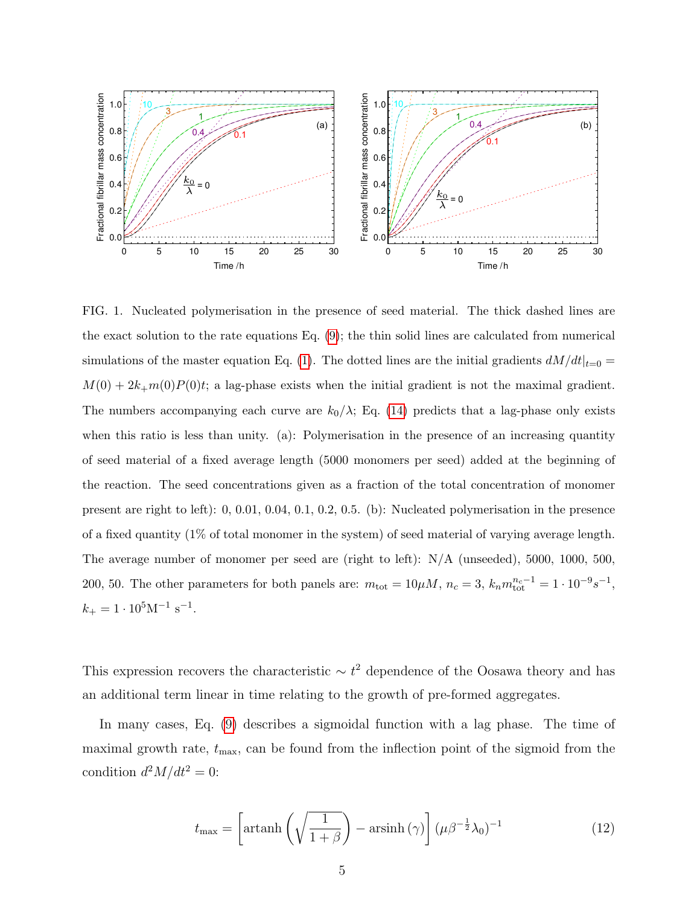FIG. 1. Nucleated polymerisation in the presence of seed material. The thick dashed lines are the exact solution to the rate equations Eq. (9); the thin solid lines are calculated from numerical simulations of the master equation Eq. (1). The dotted lines are the initial gradients $dM/dt|_{t=0} = M(0) + 2k_+ m(0)P(0)t$; a lag-phase exists when the initial gradient is not the maximal gradient. The numbers accompanying each curve are $k_0/\lambda$; Eq. (14) predicts that a lag-phase only exists when this ratio is less than unity. (a): Polymerisation in the presence of an increasing quantity of seed material of a fixed average length (5000 monomers per seed) added at the beginning of the reaction. The seed concentrations given as a fraction of the total concentration of monomer present are right to left): 0, 0.01, 0.04, 0.1, 0.2, 0.5. (b): Nucleated polymerisation in the presence of a fixed quantity (1% of total monomer in the system) of seed material of varying average length. The average number of monomer per seed are (right to left): N/A (unseeded), 5000, 1000, 500, 200, 50. The other parameters for both panels are: $m_{\mathrm{tot}} = 10\mu M$, $n_c = 3$, $k_n m_{\mathrm{tot}}^{n_c - 1} = 1 \cdot 10^{-9} s^{-1}$, $k_+ = 1 \cdot 10^5 \mathrm{M}^{-1}\ \mathrm{s}^{-1}$.

This expression recovers the characteristic $\sim t^2$ dependence of the Oosawa theory and has an additional term linear in time relating to the growth of pre-formed aggregates.

In many cases, Eq. (9) describes a sigmoidal function with a lag phase. The time of maximal growth rate, $t_{\mathrm{max}}$, can be found from the inflection point of the sigmoid from the condition $d^2M/dt^2 = 0$:

$$t_{\mathrm{max}} = \left[\mathrm{artanh}\left(\sqrt{\frac{1}{1+\beta}}\right) - \mathrm{arsinh}\left(\gamma\right)\right] (\mu \beta^{-\frac{1}{2}} \lambda_0)^{-1} \tag{12}$$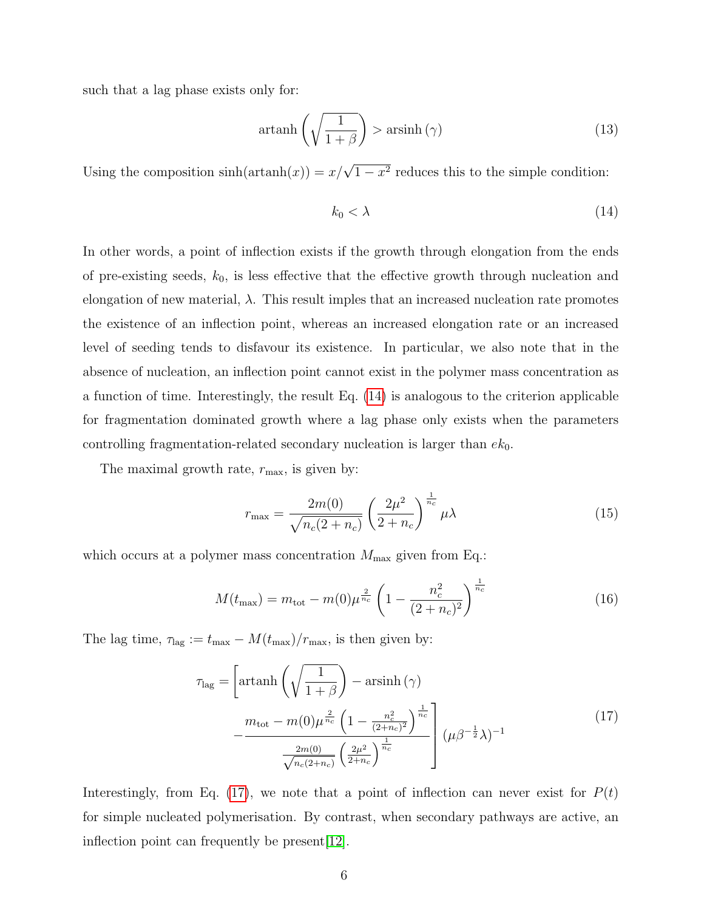such that a lag phase exists only for:

$$\operatorname{artanh}\left(\sqrt{\frac{1}{1+\beta}}\right) > \operatorname{arsinh}(\gamma) \tag{13}$$

Using the composition $\sinh(\operatorname{artanh}(x)) = x/\sqrt{1-x^2}$ reduces this to the simple condition:

$$k_0 < \lambda \tag{14}$$

In other words, a point of inflection exists if the growth through elongation from the ends of pre-existing seeds, $k_0$, is less effective that the effective growth through nucleation and elongation of new material, $\lambda$. This result imples that an increased nucleation rate promotes the existence of an inflection point, whereas an increased elongation rate or an increased level of seeding tends to disfavour its existence. In particular, we also note that in the absence of nucleation, an inflection point cannot exist in the polymer mass concentration as a function of time. Interestingly, the result Eq. (14) is analogous to the criterion applicable for fragmentation dominated growth where a lag phase only exists when the parameters controlling fragmentation-related secondary nucleation is larger than $ek_0$.

The maximal growth rate, $r_{\max}$, is given by:

$$r_{\max} = \frac{2m(0)}{\sqrt{n_c(2+n_c)}}\left(\frac{2\mu^2}{2+n_c}\right)^{\frac{1}{n_c}}\mu\lambda \tag{15}$$

which occurs at a polymer mass concentration $M_{\max}$ given from Eq.:

$$M(t_{\max}) = m_{\text{tot}} - m(0)\mu^{\frac{2}{n_c}}\left(1 - \frac{n_c^2}{(2+n_c)^2}\right)^{\frac{1}{n_c}} \tag{16}$$

The lag time, $\tau_{\text{lag}} := t_{\max} - M(t_{\max})/r_{\max}$, is then given by:

$$\tau_{\text{lag}} = \left[\operatorname{artanh}\left(\sqrt{\frac{1}{1+\beta}}\right) - \operatorname{arsinh}(\gamma) - \frac{m_{\text{tot}} - m(0)\mu^{\frac{2}{n_c}}\left(1 - \frac{n_c^2}{(2+n_c)^2}\right)^{\frac{1}{n_c}}}{\frac{2m(0)}{\sqrt{n_c(2+n_c)}}\left(\frac{2\mu^2}{2+n_c}\right)^{\frac{1}{n_c}}}\right](\mu\beta^{-\frac{1}{2}}\lambda)^{-1} \tag{17}$$

Interestingly, from Eq. (17), we note that a point of inflection can never exist for $P(t)$ for simple nucleated polymerisation. By contrast, when secondary pathways are active, an inflection point can frequently be present[12].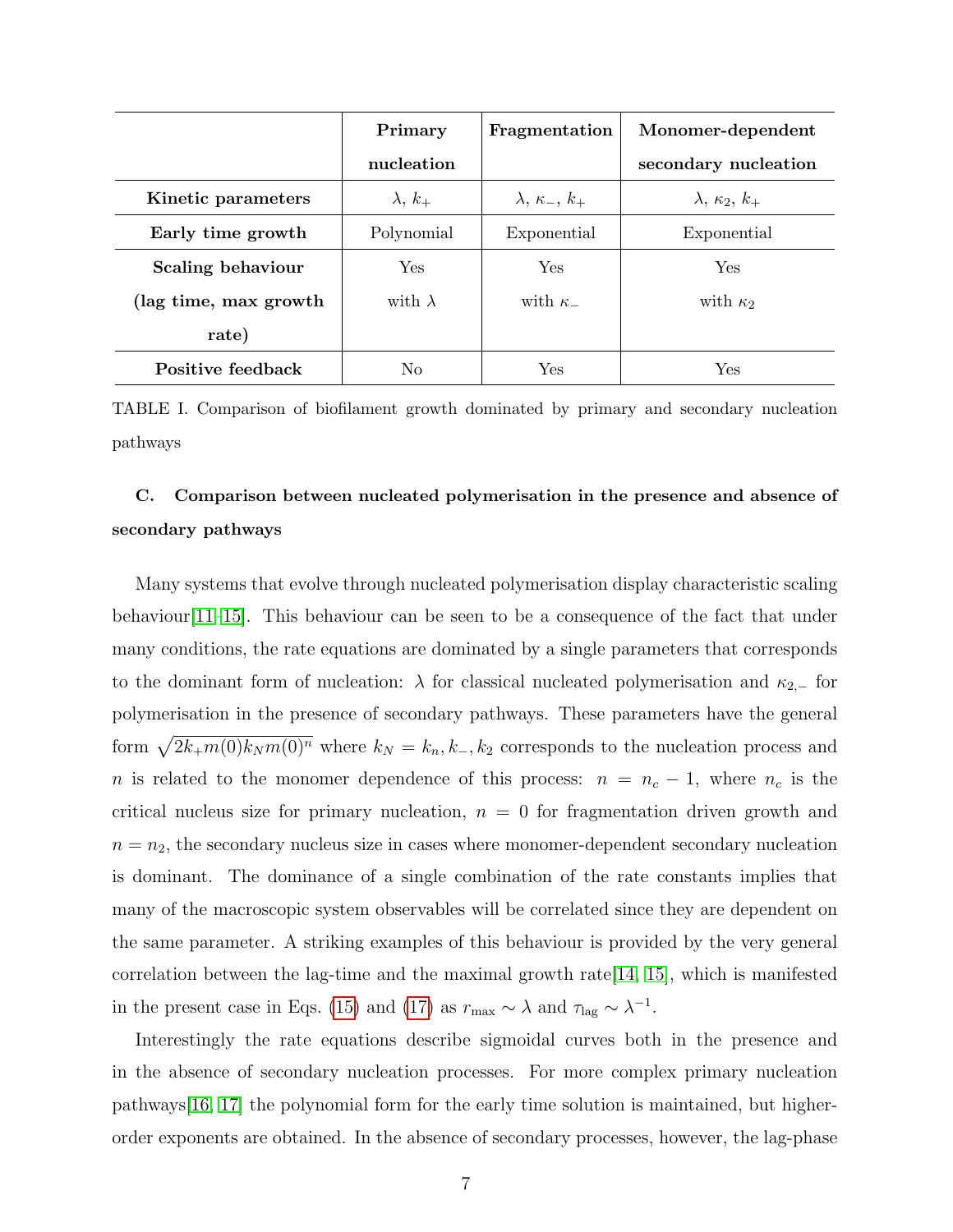| | **Primary nucleation** | **Fragmentation** | **Monomer-dependent secondary nucleation** |
|---|---|---|---|
| **Kinetic parameters** | $\lambda$, $k_+$ | $\lambda$, $\kappa_-$, $k_+$ | $\lambda$, $\kappa_2$, $k_+$ |
| **Early time growth** | Polynomial | Exponential | Exponential |
| **Scaling behaviour (lag time, max growth rate)** | Yes with $\lambda$ | Yes with $\kappa_-$ | Yes with $\kappa_2$ |
| **Positive feedback** | No | Yes | Yes |

TABLE I. Comparison of biofilament growth dominated by primary and secondary nucleation pathways

### C. Comparison between nucleated polymerisation in the presence and absence of secondary pathways

Many systems that evolve through nucleated polymerisation display characteristic scaling behaviour[11–15]. This behaviour can be seen to be a consequence of the fact that under many conditions, the rate equations are dominated by a single parameters that corresponds to the dominant form of nucleation: $\lambda$ for classical nucleated polymerisation and $\kappa_{2,-}$ for polymerisation in the presence of secondary pathways. These parameters have the general form $\sqrt{2k_+m(0)k_Nm(0)^n}$ where $k_N = k_n, k_-, k_2$ corresponds to the nucleation process and $n$ is related to the monomer dependence of this process: $n = n_c - 1$, where $n_c$ is the critical nucleus size for primary nucleation, $n = 0$ for fragmentation driven growth and $n = n_2$, the secondary nucleus size in cases where monomer-dependent secondary nucleation is dominant. The dominance of a single combination of the rate constants implies that many of the macroscopic system observables will be correlated since they are dependent on the same parameter. A striking examples of this behaviour is provided by the very general correlation between the lag-time and the maximal growth rate[14, 15], which is manifested in the present case in Eqs. (15) and (17) as $r_{\max} \sim \lambda$ and $\tau_{\text{lag}} \sim \lambda^{-1}$.

Interestingly the rate equations describe sigmoidal curves both in the presence and in the absence of secondary nucleation processes. For more complex primary nucleation pathways[16, 17] the polynomial form for the early time solution is maintained, but higher-order exponents are obtained. In the absence of secondary processes, however, the lag-phase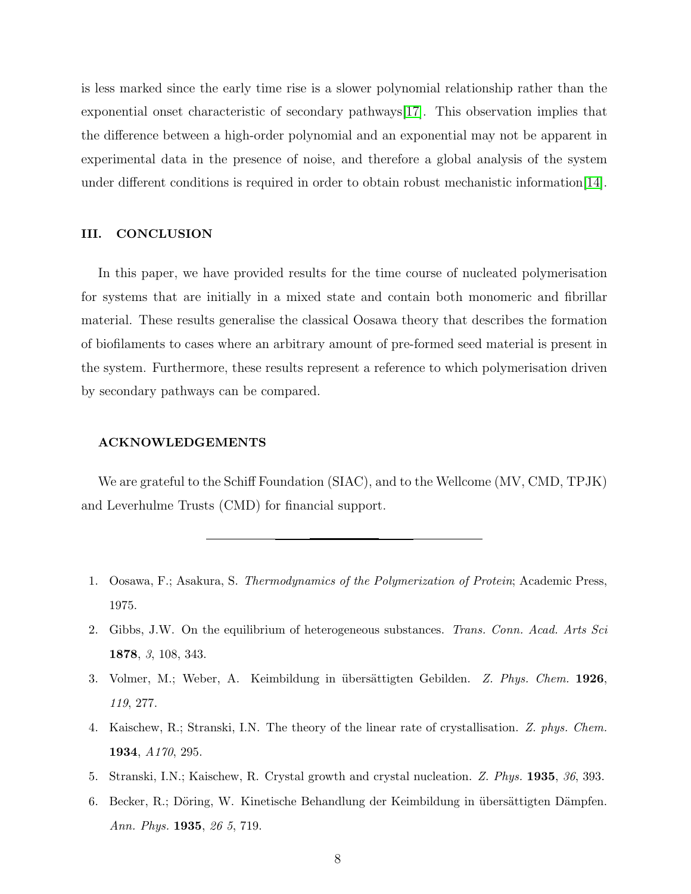is less marked since the early time rise is a slower polynomial relationship rather than the exponential onset characteristic of secondary pathways[17]. This observation implies that the difference between a high-order polynomial and an exponential may not be apparent in experimental data in the presence of noise, and therefore a global analysis of the system under different conditions is required in order to obtain robust mechanistic information[14].

## III. CONCLUSION

In this paper, we have provided results for the time course of nucleated polymerisation for systems that are initially in a mixed state and contain both monomeric and fibrillar material. These results generalise the classical Oosawa theory that describes the formation of biofilaments to cases where an arbitrary amount of pre-formed seed material is present in the system. Furthermore, these results represent a reference to which polymerisation driven by secondary pathways can be compared.

### ACKNOWLEDGEMENTS

We are grateful to the Schiff Foundation (SIAC), and to the Wellcome (MV, CMD, TPJK) and Leverhulme Trusts (CMD) for financial support.

---

1. Oosawa, F.; Asakura, S. *Thermodynamics of the Polymerization of Protein*; Academic Press, 1975.
2. Gibbs, J.W. On the equilibrium of heterogeneous substances. *Trans. Conn. Acad. Arts Sci* **1878**, *3*, 108, 343.
3. Volmer, M.; Weber, A. Keimbildung in übersättigten Gebilden. *Z. Phys. Chem.* **1926**, *119*, 277.
4. Kaischew, R.; Stranski, I.N. The theory of the linear rate of crystallisation. *Z. phys. Chem.* **1934**, *A170*, 295.
5. Stranski, I.N.; Kaischew, R. Crystal growth and crystal nucleation. *Z. Phys.* **1935**, *36*, 393.
6. Becker, R.; Döring, W. Kinetische Behandlung der Keimbildung in übersättigten Dämpfen. *Ann. Phys.* **1935**, *26 5*, 719.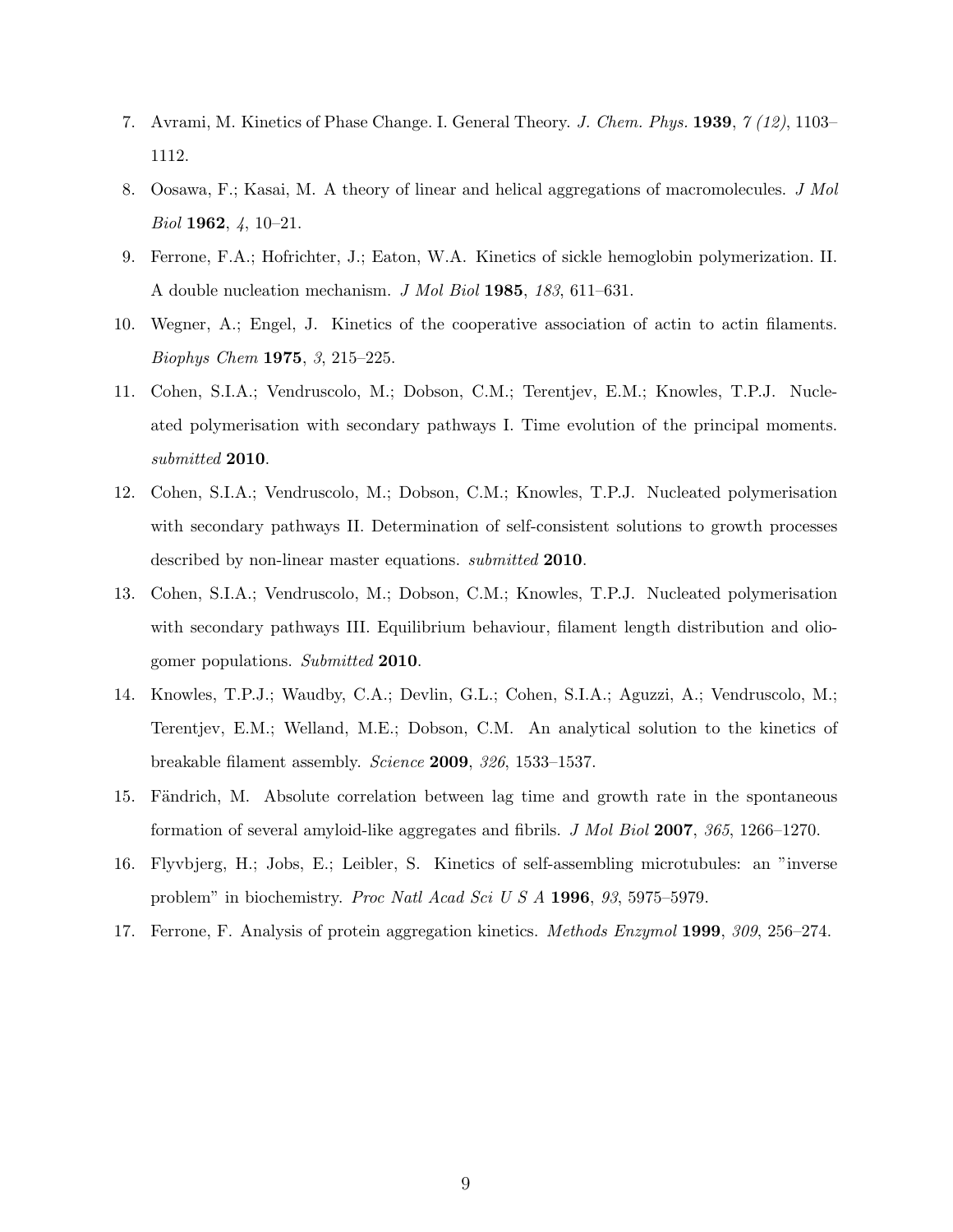7. Avrami, M. Kinetics of Phase Change. I. General Theory. *J. Chem. Phys.* **1939**, *7 (12)*, 1103–1112.
8. Oosawa, F.; Kasai, M. A theory of linear and helical aggregations of macromolecules. *J Mol Biol* **1962**, *4*, 10–21.
9. Ferrone, F.A.; Hofrichter, J.; Eaton, W.A. Kinetics of sickle hemoglobin polymerization. II. A double nucleation mechanism. *J Mol Biol* **1985**, *183*, 611–631.
10. Wegner, A.; Engel, J. Kinetics of the cooperative association of actin to actin filaments. *Biophys Chem* **1975**, *3*, 215–225.
11. Cohen, S.I.A.; Vendruscolo, M.; Dobson, C.M.; Terentjev, E.M.; Knowles, T.P.J. Nucleated polymerisation with secondary pathways I. Time evolution of the principal moments. *submitted* **2010**.
12. Cohen, S.I.A.; Vendruscolo, M.; Dobson, C.M.; Knowles, T.P.J. Nucleated polymerisation with secondary pathways II. Determination of self-consistent solutions to growth processes described by non-linear master equations. *submitted* **2010**.
13. Cohen, S.I.A.; Vendruscolo, M.; Dobson, C.M.; Knowles, T.P.J. Nucleated polymerisation with secondary pathways III. Equilibrium behaviour, filament length distribution and oliogomer populations. *Submitted* **2010**.
14. Knowles, T.P.J.; Waudby, C.A.; Devlin, G.L.; Cohen, S.I.A.; Aguzzi, A.; Vendruscolo, M.; Terentjev, E.M.; Welland, M.E.; Dobson, C.M. An analytical solution to the kinetics of breakable filament assembly. *Science* **2009**, *326*, 1533–1537.
15. Fändrich, M. Absolute correlation between lag time and growth rate in the spontaneous formation of several amyloid-like aggregates and fibrils. *J Mol Biol* **2007**, *365*, 1266–1270.
16. Flyvbjerg, H.; Jobs, E.; Leibler, S. Kinetics of self-assembling microtubules: an "inverse problem" in biochemistry. *Proc Natl Acad Sci U S A* **1996**, *93*, 5975–5979.
17. Ferrone, F. Analysis of protein aggregation kinetics. *Methods Enzymol* **1999**, *309*, 256–274.